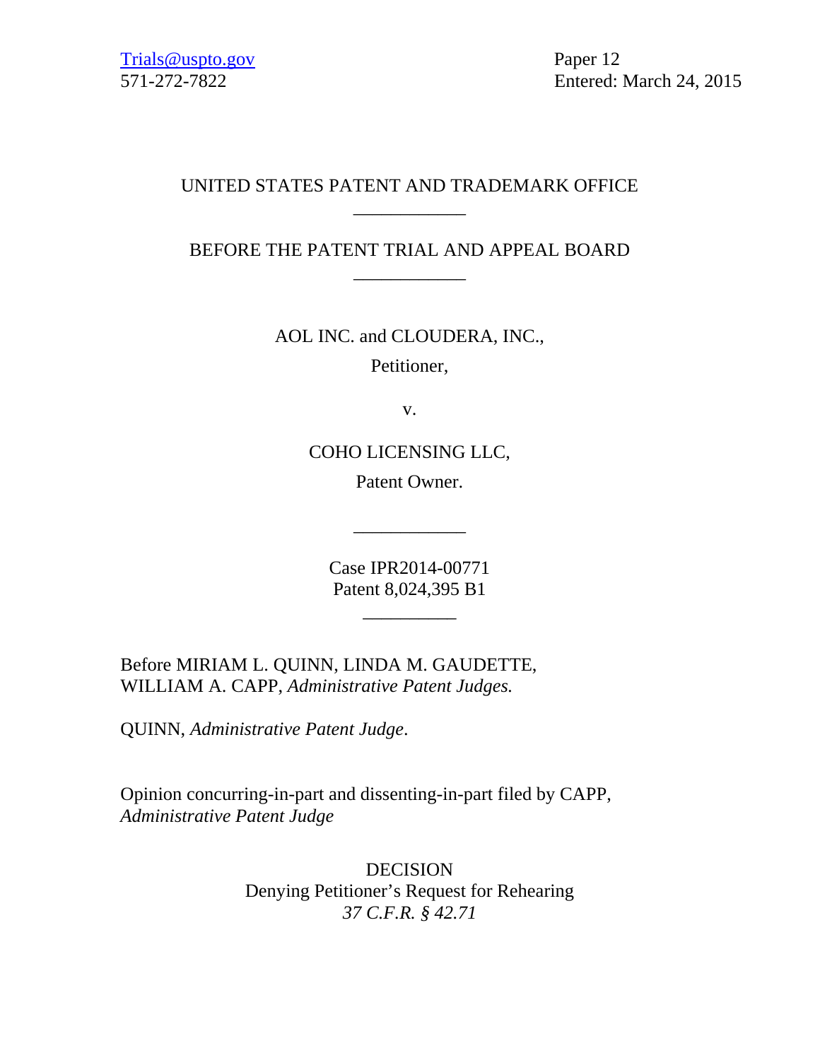Trials@uspto.gov
571-272-7822

Paper 12
Entered: March 24, 2015

UNITED STATES PATENT AND TRADEMARK OFFICE

---

BEFORE THE PATENT TRIAL AND APPEAL BOARD

---

AOL INC. and CLOUDERA, INC.,
Petitioner,

v.

COHO LICENSING LLC,
Patent Owner.

---

Case IPR2014-00771
Patent 8,024,395 B1

---

Before MIRIAM L. QUINN, LINDA M. GAUDETTE, WILLIAM A. CAPP, *Administrative Patent Judges.*

QUINN, *Administrative Patent Judge*.

Opinion concurring-in-part and dissenting-in-part filed by CAPP, *Administrative Patent Judge*

DECISION
Denying Petitioner's Request for Rehearing
*37 C.F.R. § 42.71*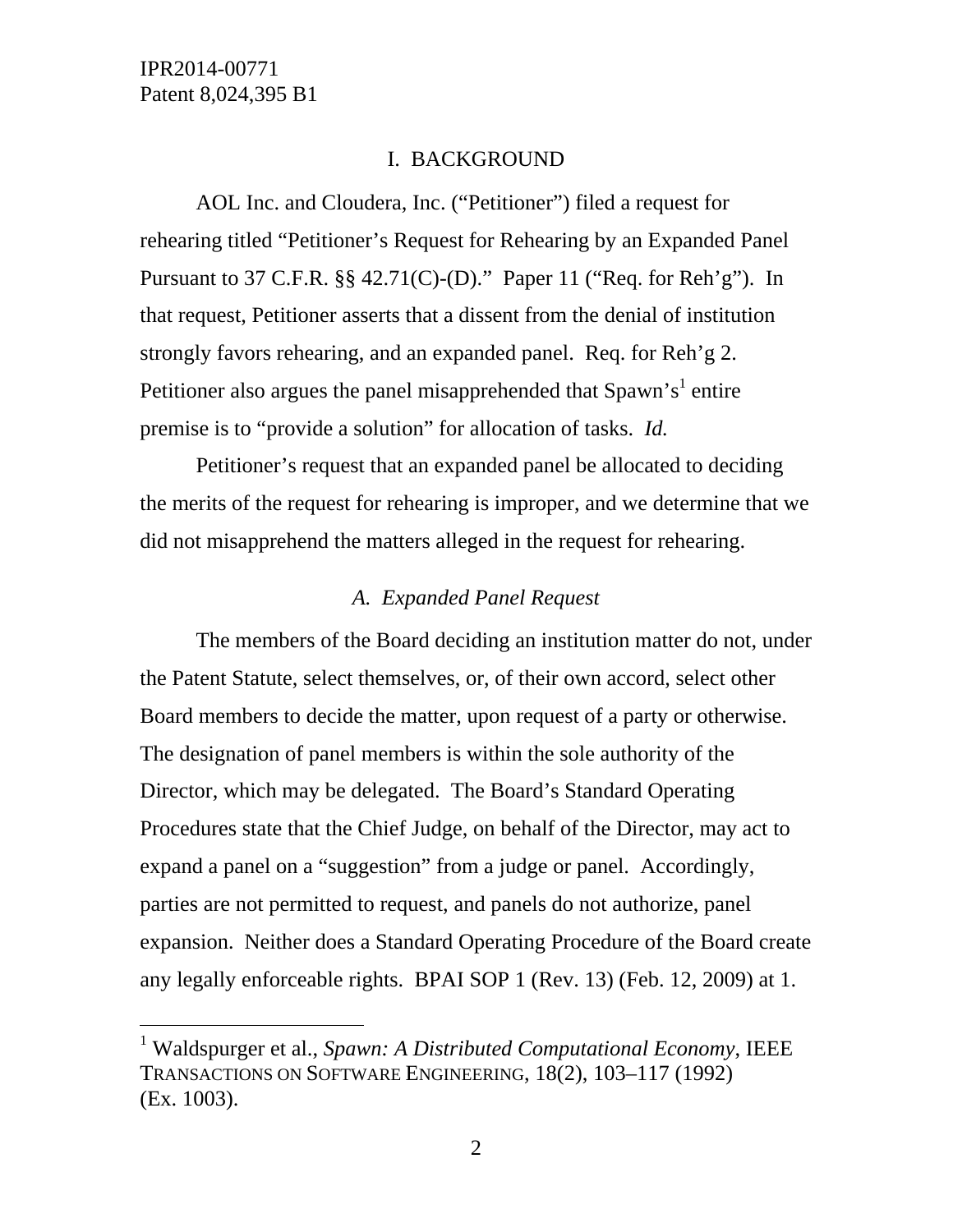## I. BACKGROUND

AOL Inc. and Cloudera, Inc. ("Petitioner") filed a request for rehearing titled "Petitioner's Request for Rehearing by an Expanded Panel Pursuant to 37 C.F.R. §§ 42.71(C)-(D)." Paper 11 ("Req. for Reh'g"). In that request, Petitioner asserts that a dissent from the denial of institution strongly favors rehearing, and an expanded panel. Req. for Reh'g 2. Petitioner also argues the panel misapprehended that Spawn's[1] entire premise is to "provide a solution" for allocation of tasks. *Id.*

Petitioner's request that an expanded panel be allocated to deciding the merits of the request for rehearing is improper, and we determine that we did not misapprehend the matters alleged in the request for rehearing.

### *A. Expanded Panel Request*

The members of the Board deciding an institution matter do not, under the Patent Statute, select themselves, or, of their own accord, select other Board members to decide the matter, upon request of a party or otherwise. The designation of panel members is within the sole authority of the Director, which may be delegated. The Board's Standard Operating Procedures state that the Chief Judge, on behalf of the Director, may act to expand a panel on a "suggestion" from a judge or panel. Accordingly, parties are not permitted to request, and panels do not authorize, panel expansion. Neither does a Standard Operating Procedure of the Board create any legally enforceable rights. BPAI SOP 1 (Rev. 13) (Feb. 12, 2009) at 1.

---

[1] Waldspurger et al., *Spawn: A Distributed Computational Economy*, IEEE TRANSACTIONS ON SOFTWARE ENGINEERING, 18(2), 103–117 (1992) (Ex. 1003).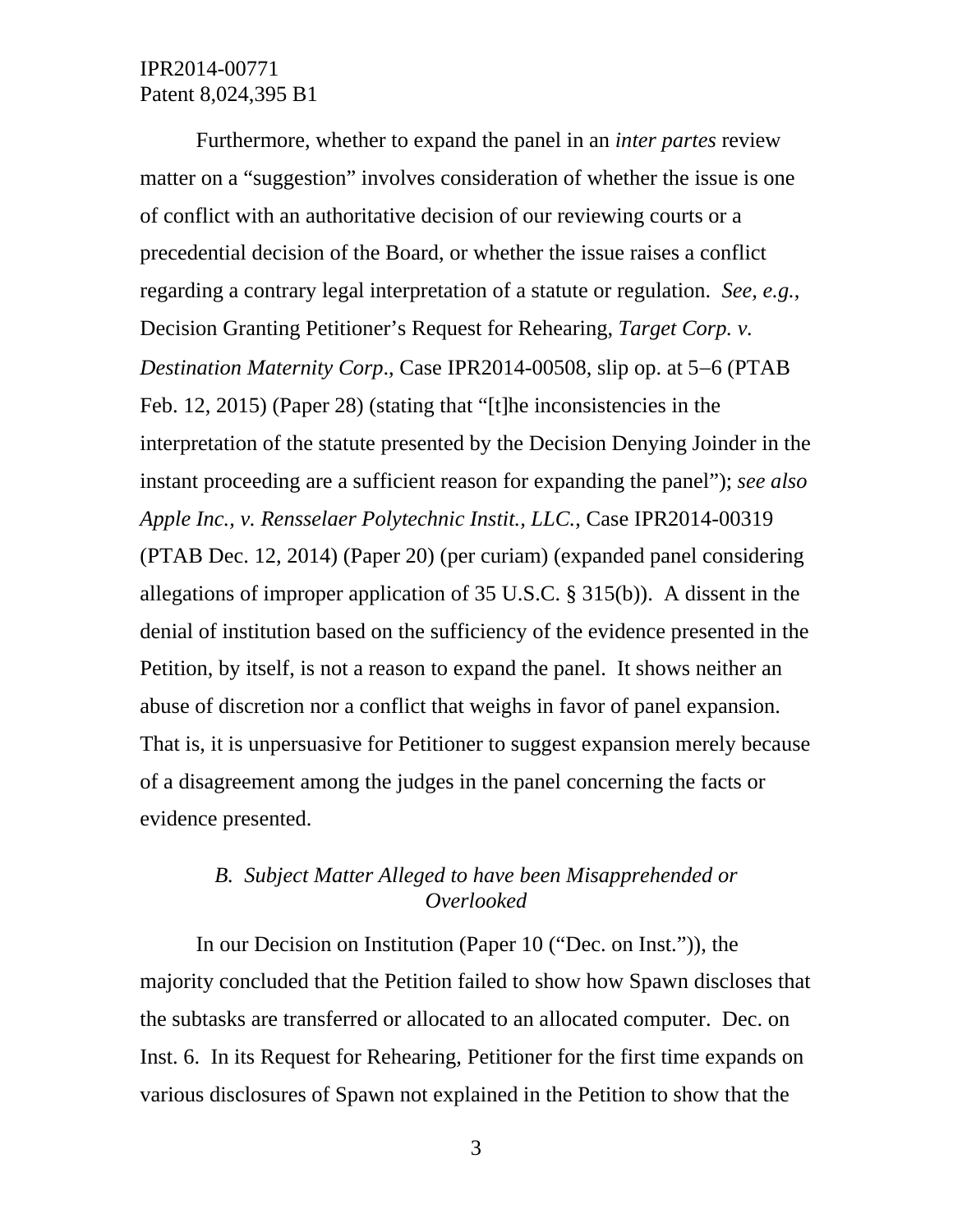Furthermore, whether to expand the panel in an *inter partes* review matter on a "suggestion" involves consideration of whether the issue is one of conflict with an authoritative decision of our reviewing courts or a precedential decision of the Board, or whether the issue raises a conflict regarding a contrary legal interpretation of a statute or regulation. *See, e.g.*, Decision Granting Petitioner's Request for Rehearing, *Target Corp. v. Destination Maternity Corp*., Case IPR2014-00508, slip op. at 5–6 (PTAB Feb. 12, 2015) (Paper 28) (stating that "[t]he inconsistencies in the interpretation of the statute presented by the Decision Denying Joinder in the instant proceeding are a sufficient reason for expanding the panel"); *see also Apple Inc., v. Rensselaer Polytechnic Instit., LLC.*, Case IPR2014-00319 (PTAB Dec. 12, 2014) (Paper 20) (per curiam) (expanded panel considering allegations of improper application of 35 U.S.C. § 315(b)). A dissent in the denial of institution based on the sufficiency of the evidence presented in the Petition, by itself, is not a reason to expand the panel. It shows neither an abuse of discretion nor a conflict that weighs in favor of panel expansion. That is, it is unpersuasive for Petitioner to suggest expansion merely because of a disagreement among the judges in the panel concerning the facts or evidence presented.

### *B. Subject Matter Alleged to have been Misapprehended or Overlooked*

In our Decision on Institution (Paper 10 ("Dec. on Inst.")), the majority concluded that the Petition failed to show how Spawn discloses that the subtasks are transferred or allocated to an allocated computer. Dec. on Inst. 6. In its Request for Rehearing, Petitioner for the first time expands on various disclosures of Spawn not explained in the Petition to show that the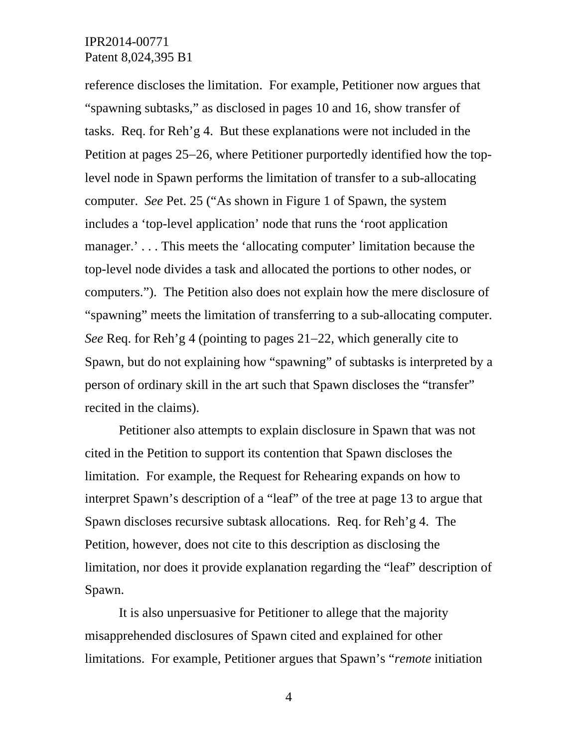reference discloses the limitation. For example, Petitioner now argues that "spawning subtasks," as disclosed in pages 10 and 16, show transfer of tasks. Req. for Reh'g 4. But these explanations were not included in the Petition at pages 25–26, where Petitioner purportedly identified how the top-level node in Spawn performs the limitation of transfer to a sub-allocating computer. *See* Pet. 25 ("As shown in Figure 1 of Spawn, the system includes a 'top-level application' node that runs the 'root application manager.' . . . This meets the 'allocating computer' limitation because the top-level node divides a task and allocated the portions to other nodes, or computers."). The Petition also does not explain how the mere disclosure of "spawning" meets the limitation of transferring to a sub-allocating computer. *See* Req. for Reh'g 4 (pointing to pages 21–22, which generally cite to Spawn, but do not explaining how "spawning" of subtasks is interpreted by a person of ordinary skill in the art such that Spawn discloses the "transfer" recited in the claims).

Petitioner also attempts to explain disclosure in Spawn that was not cited in the Petition to support its contention that Spawn discloses the limitation. For example, the Request for Rehearing expands on how to interpret Spawn's description of a "leaf" of the tree at page 13 to argue that Spawn discloses recursive subtask allocations. Req. for Reh'g 4. The Petition, however, does not cite to this description as disclosing the limitation, nor does it provide explanation regarding the "leaf" description of Spawn.

It is also unpersuasive for Petitioner to allege that the majority misapprehended disclosures of Spawn cited and explained for other limitations. For example, Petitioner argues that Spawn's "*remote* initiation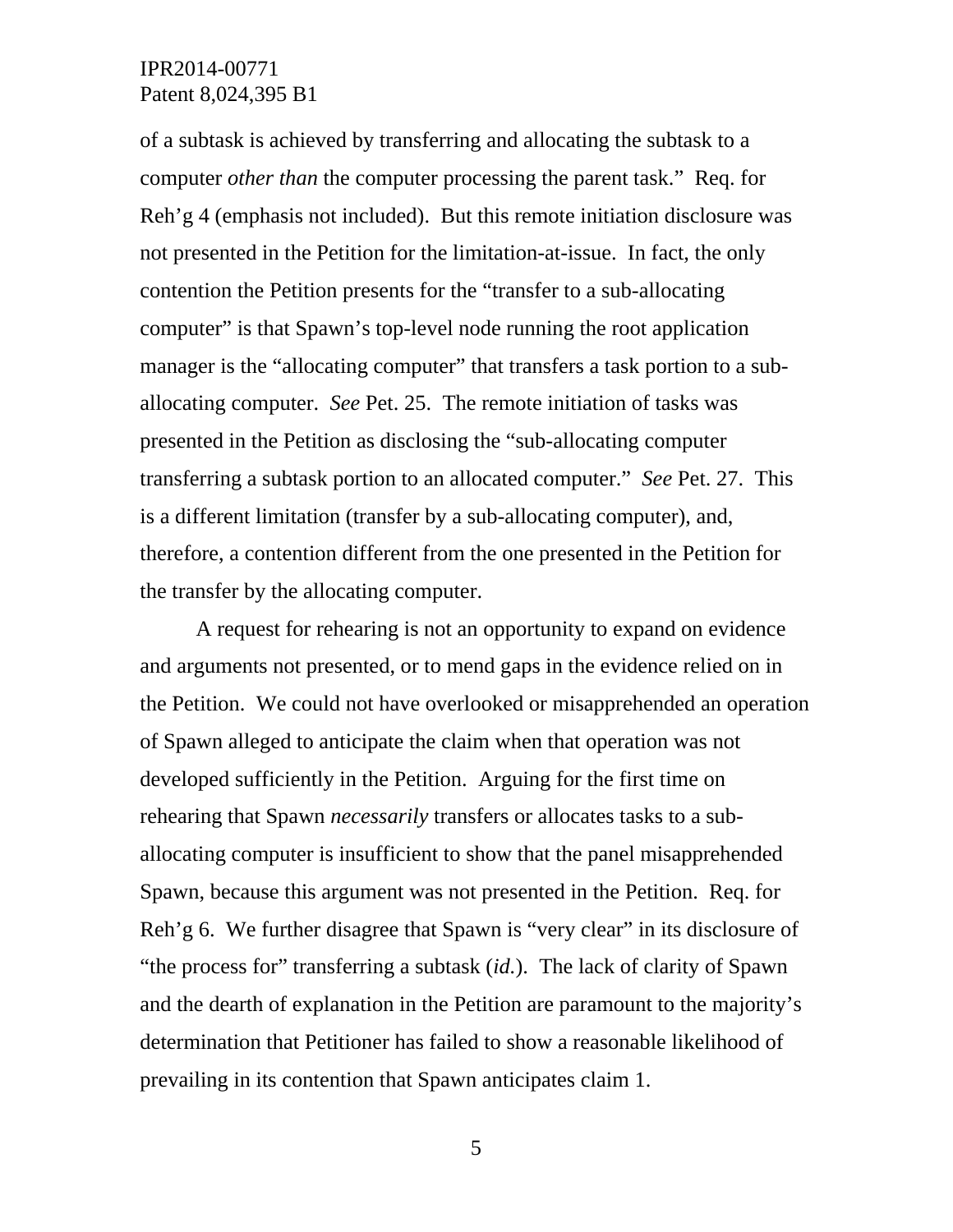of a subtask is achieved by transferring and allocating the subtask to a computer *other than* the computer processing the parent task." Req. for Reh'g 4 (emphasis not included). But this remote initiation disclosure was not presented in the Petition for the limitation-at-issue. In fact, the only contention the Petition presents for the "transfer to a sub-allocating computer" is that Spawn's top-level node running the root application manager is the "allocating computer" that transfers a task portion to a sub-allocating computer. *See* Pet. 25. The remote initiation of tasks was presented in the Petition as disclosing the "sub-allocating computer transferring a subtask portion to an allocated computer." *See* Pet. 27. This is a different limitation (transfer by a sub-allocating computer), and, therefore, a contention different from the one presented in the Petition for the transfer by the allocating computer.

A request for rehearing is not an opportunity to expand on evidence and arguments not presented, or to mend gaps in the evidence relied on in the Petition. We could not have overlooked or misapprehended an operation of Spawn alleged to anticipate the claim when that operation was not developed sufficiently in the Petition. Arguing for the first time on rehearing that Spawn *necessarily* transfers or allocates tasks to a sub-allocating computer is insufficient to show that the panel misapprehended Spawn, because this argument was not presented in the Petition. Req. for Reh'g 6. We further disagree that Spawn is "very clear" in its disclosure of "the process for" transferring a subtask (*id.*). The lack of clarity of Spawn and the dearth of explanation in the Petition are paramount to the majority's determination that Petitioner has failed to show a reasonable likelihood of prevailing in its contention that Spawn anticipates claim 1.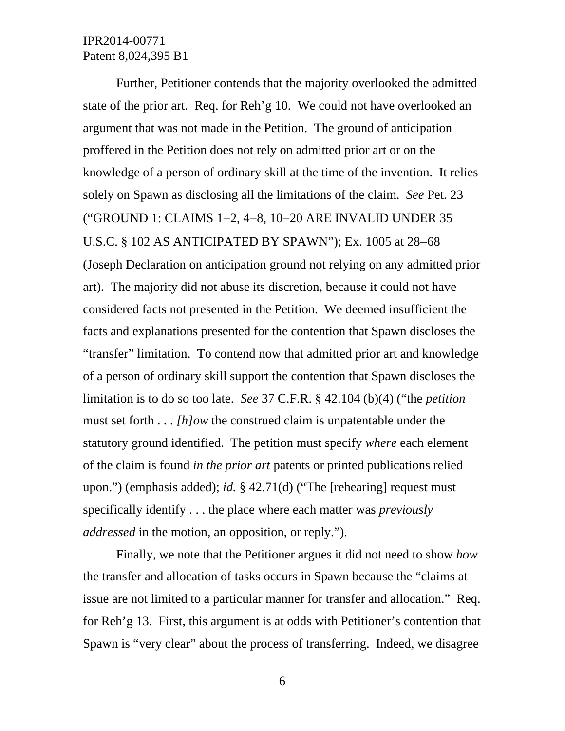Further, Petitioner contends that the majority overlooked the admitted state of the prior art. Req. for Reh'g 10. We could not have overlooked an argument that was not made in the Petition. The ground of anticipation proffered in the Petition does not rely on admitted prior art or on the knowledge of a person of ordinary skill at the time of the invention. It relies solely on Spawn as disclosing all the limitations of the claim. *See* Pet. 23 ("GROUND 1: CLAIMS 1–2, 4–8, 10–20 ARE INVALID UNDER 35 U.S.C. § 102 AS ANTICIPATED BY SPAWN"); Ex. 1005 at 28–68 (Joseph Declaration on anticipation ground not relying on any admitted prior art). The majority did not abuse its discretion, because it could not have considered facts not presented in the Petition. We deemed insufficient the facts and explanations presented for the contention that Spawn discloses the "transfer" limitation. To contend now that admitted prior art and knowledge of a person of ordinary skill support the contention that Spawn discloses the limitation is to do so too late. *See* 37 C.F.R. § 42.104 (b)(4) ("the *petition* must set forth . . . *[h]ow* the construed claim is unpatentable under the statutory ground identified. The petition must specify *where* each element of the claim is found *in the prior art* patents or printed publications relied upon.") (emphasis added); *id.* § 42.71(d) ("The [rehearing] request must specifically identify . . . the place where each matter was *previously addressed* in the motion, an opposition, or reply.").

Finally, we note that the Petitioner argues it did not need to show *how* the transfer and allocation of tasks occurs in Spawn because the "claims at issue are not limited to a particular manner for transfer and allocation." Req. for Reh'g 13. First, this argument is at odds with Petitioner's contention that Spawn is "very clear" about the process of transferring. Indeed, we disagree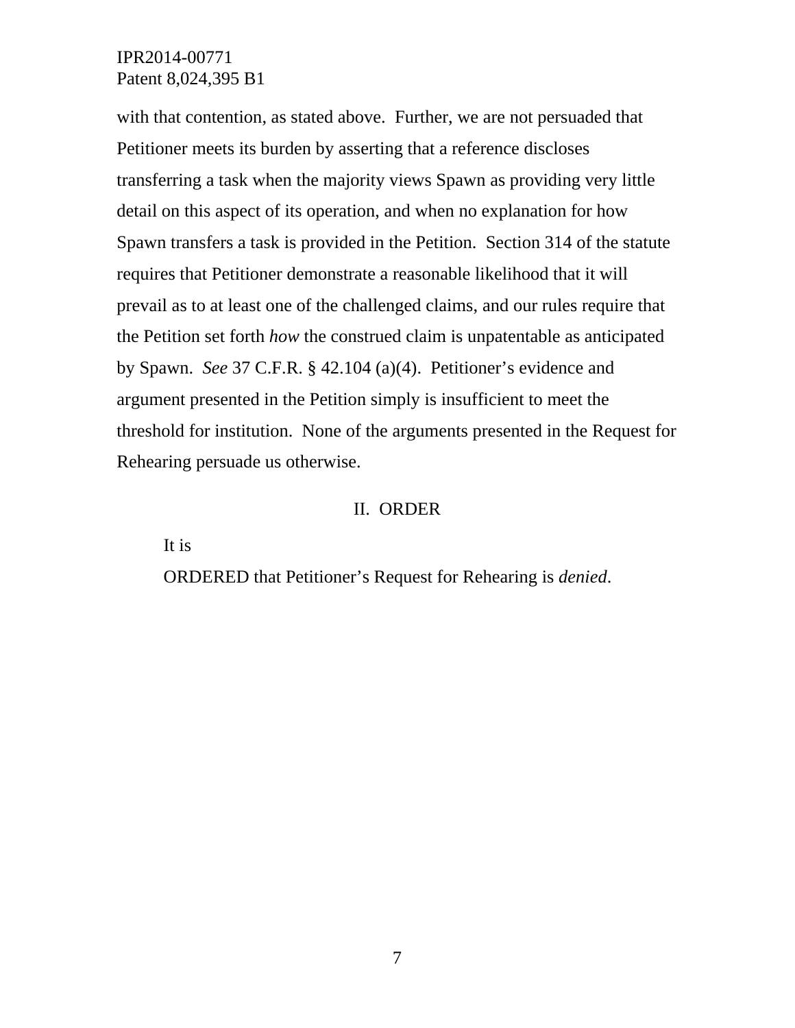with that contention, as stated above. Further, we are not persuaded that Petitioner meets its burden by asserting that a reference discloses transferring a task when the majority views Spawn as providing very little detail on this aspect of its operation, and when no explanation for how Spawn transfers a task is provided in the Petition. Section 314 of the statute requires that Petitioner demonstrate a reasonable likelihood that it will prevail as to at least one of the challenged claims, and our rules require that the Petition set forth *how* the construed claim is unpatentable as anticipated by Spawn. *See* 37 C.F.R. § 42.104 (a)(4). Petitioner's evidence and argument presented in the Petition simply is insufficient to meet the threshold for institution. None of the arguments presented in the Request for Rehearing persuade us otherwise.

## II. ORDER

It is

ORDERED that Petitioner's Request for Rehearing is *denied*.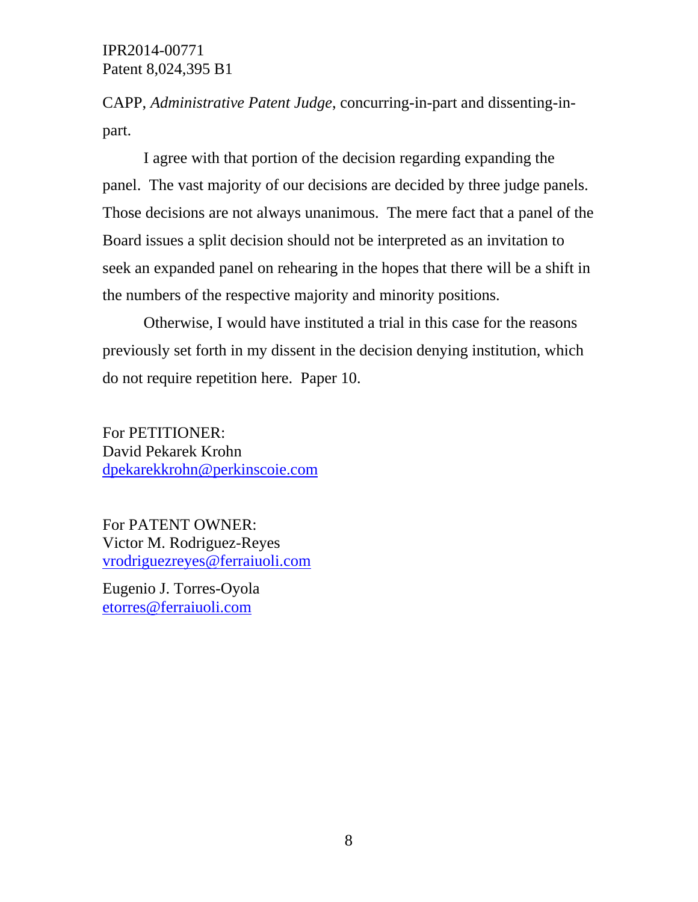CAPP, *Administrative Patent Judge*, concurring-in-part and dissenting-in-part.

I agree with that portion of the decision regarding expanding the panel. The vast majority of our decisions are decided by three judge panels. Those decisions are not always unanimous. The mere fact that a panel of the Board issues a split decision should not be interpreted as an invitation to seek an expanded panel on rehearing in the hopes that there will be a shift in the numbers of the respective majority and minority positions.

Otherwise, I would have instituted a trial in this case for the reasons previously set forth in my dissent in the decision denying institution, which do not require repetition here. Paper 10.

For PETITIONER:
David Pekarek Krohn
dpekarekkrohn@perkinscoie.com

For PATENT OWNER:
Victor M. Rodriguez-Reyes
vrodriguezreyes@ferraiuoli.com

Eugenio J. Torres-Oyola
etorres@ferraiuoli.com